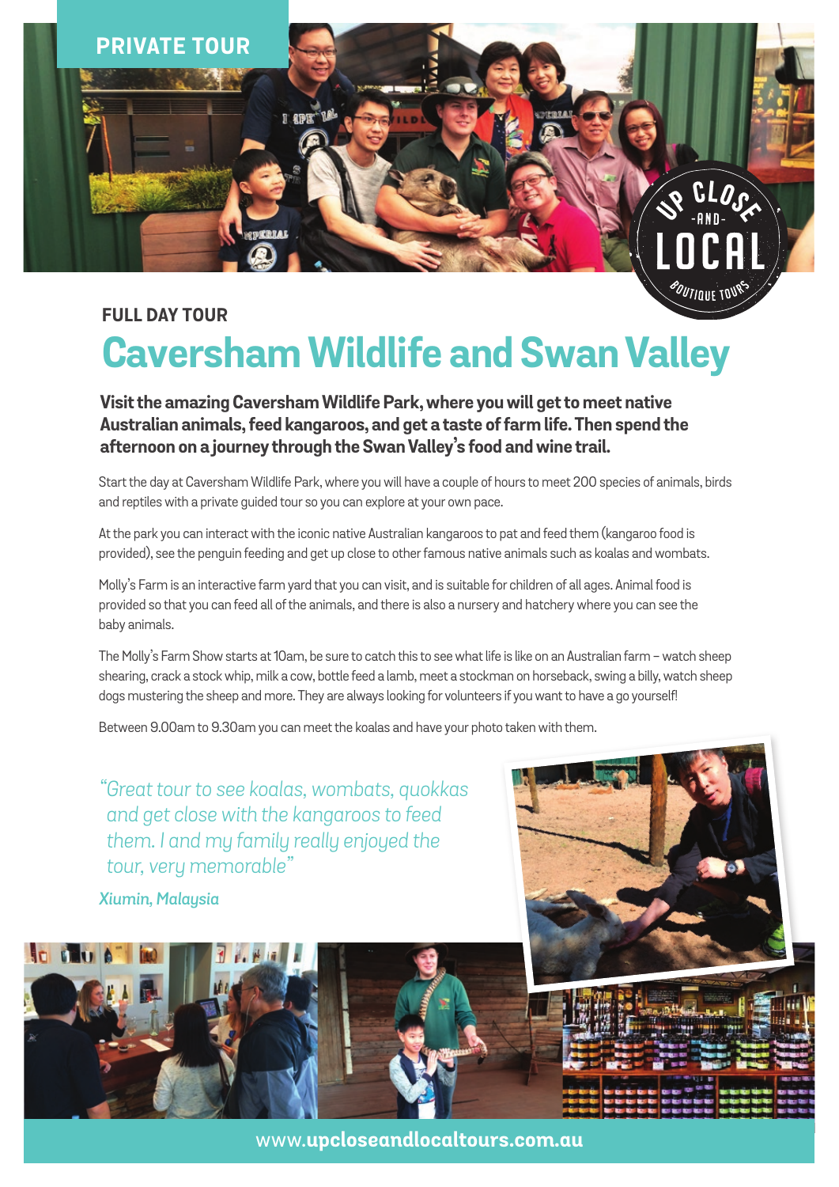PRIVATE TOUR

UP CLOSE -AND- LOCAL BOUTIQUE TOURS

### FULL DAY TOUR

# Caversham Wildlife and Swan Valley

**Visit the amazing Caversham Wildlife Park, where you will get to meet native Australian animals, feed kangaroos, and get a taste of farm life. Then spend the afternoon on a journey through the Swan Valley's food and wine trail.**

Start the day at Caversham Wildlife Park, where you will have a couple of hours to meet 200 species of animals, birds and reptiles with a private guided tour so you can explore at your own pace.

At the park you can interact with the iconic native Australian kangaroos to pat and feed them (kangaroo food is provided), see the penguin feeding and get up close to other famous native animals such as koalas and wombats.

Molly's Farm is an interactive farm yard that you can visit, and is suitable for children of all ages. Animal food is provided so that you can feed all of the animals, and there is also a nursery and hatchery where you can see the baby animals.

The Molly's Farm Show starts at 10am, be sure to catch this to see what life is like on an Australian farm – watch sheep shearing, crack a stock whip, milk a cow, bottle feed a lamb, meet a stockman on horseback, swing a billy, watch sheep dogs mustering the sheep and more. They are always looking for volunteers if you want to have a go yourself!

Between 9.00am to 9.30am you can meet the koalas and have your photo taken with them.

*"Great tour to see koalas, wombats, quokkas and get close with the kangaroos to feed them. I and my family really enjoyed the tour, very memorable"*

*Xiumin, Malaysia*

www.**upcloseandlocaltours.com.au**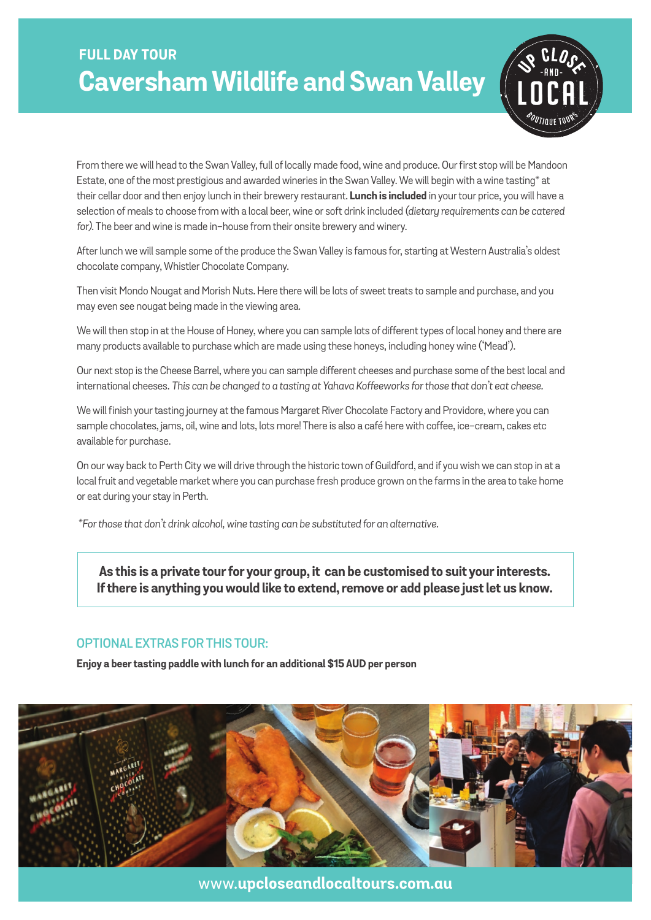FULL DAY TOUR

# Caversham Wildlife and Swan Valley

From there we will head to the Swan Valley, full of locally made food, wine and produce. Our first stop will be Mandoon Estate, one of the most prestigious and awarded wineries in the Swan Valley. We will begin with a wine tasting* at their cellar door and then enjoy lunch in their brewery restaurant. **Lunch is included** in your tour price, you will have a selection of meals to choose from with a local beer, wine or soft drink included *(dietary requirements can be catered for).* The beer and wine is made in–house from their onsite brewery and winery.

After lunch we will sample some of the produce the Swan Valley is famous for, starting at Western Australia's oldest chocolate company, Whistler Chocolate Company.

Then visit Mondo Nougat and Morish Nuts. Here there will be lots of sweet treats to sample and purchase, and you may even see nougat being made in the viewing area.

We will then stop in at the House of Honey, where you can sample lots of different types of local honey and there are many products available to purchase which are made using these honeys, including honey wine ('Mead').

Our next stop is the Cheese Barrel, where you can sample different cheeses and purchase some of the best local and international cheeses. *This can be changed to a tasting at Yahava Koffeeworks for those that don't eat cheese.*

We will finish your tasting journey at the famous Margaret River Chocolate Factory and Providore, where you can sample chocolates, jams, oil, wine and lots, lots more! There is also a café here with coffee, ice–cream, cakes etc available for purchase.

On our way back to Perth City we will drive through the historic town of Guildford, and if you wish we can stop in at a local fruit and vegetable market where you can purchase fresh produce grown on the farms in the area to take home or eat during your stay in Perth.

*\*For those that don't drink alcohol, wine tasting can be substituted for an alternative.*

**As this is a private tour for your group, it can be customised to suit your interests. If there is anything you would like to extend, remove or add please just let us know.**

## OPTIONAL EXTRAS FOR THIS TOUR:

**Enjoy a beer tasting paddle with lunch for an additional $15 AUD per person**

www.**upcloseandlocaltours.com.au**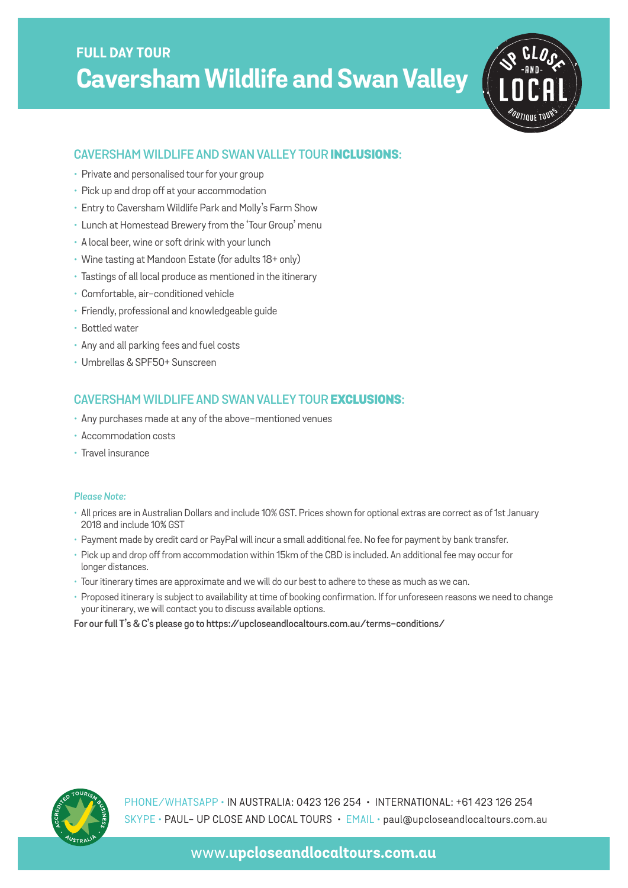**FULL DAY TOUR**

# Caversham Wildlife and Swan Valley

## CAVERSHAM WILDLIFE AND SWAN VALLEY TOUR **INCLUSIONS**:

- Private and personalised tour for your group
- Pick up and drop off at your accommodation
- Entry to Caversham Wildlife Park and Molly's Farm Show
- Lunch at Homestead Brewery from the 'Tour Group' menu
- A local beer, wine or soft drink with your lunch
- Wine tasting at Mandoon Estate (for adults 18+ only)
- Tastings of all local produce as mentioned in the itinerary
- Comfortable, air-conditioned vehicle
- Friendly, professional and knowledgeable guide
- Bottled water
- Any and all parking fees and fuel costs
- Umbrellas & SPF50+ Sunscreen

## CAVERSHAM WILDLIFE AND SWAN VALLEY TOUR **EXCLUSIONS**:

- Any purchases made at any of the above-mentioned venues
- Accommodation costs
- Travel insurance

*Please Note:*

- All prices are in Australian Dollars and include 10% GST. Prices shown for optional extras are correct as of 1st January 2018 and include 10% GST
- Payment made by credit card or PayPal will incur a small additional fee. No fee for payment by bank transfer.
- Pick up and drop off from accommodation within 15km of the CBD is included. An additional fee may occur for longer distances.
- Tour itinerary times are approximate and we will do our best to adhere to these as much as we can.
- Proposed itinerary is subject to availability at time of booking confirmation. If for unforeseen reasons we need to change your itinerary, we will contact you to discuss available options.

**For our full T's & C's please go to https://upcloseandlocaltours.com.au/terms-conditions/**

PHONE/WHATSAPP • IN AUSTRALIA: 0423 126 254 • INTERNATIONAL: +61 423 126 254
SKYPE • PAUL- UP CLOSE AND LOCAL TOURS • EMAIL • paul@upcloseandlocaltours.com.au

www.**upcloseandlocaltours.com.au**